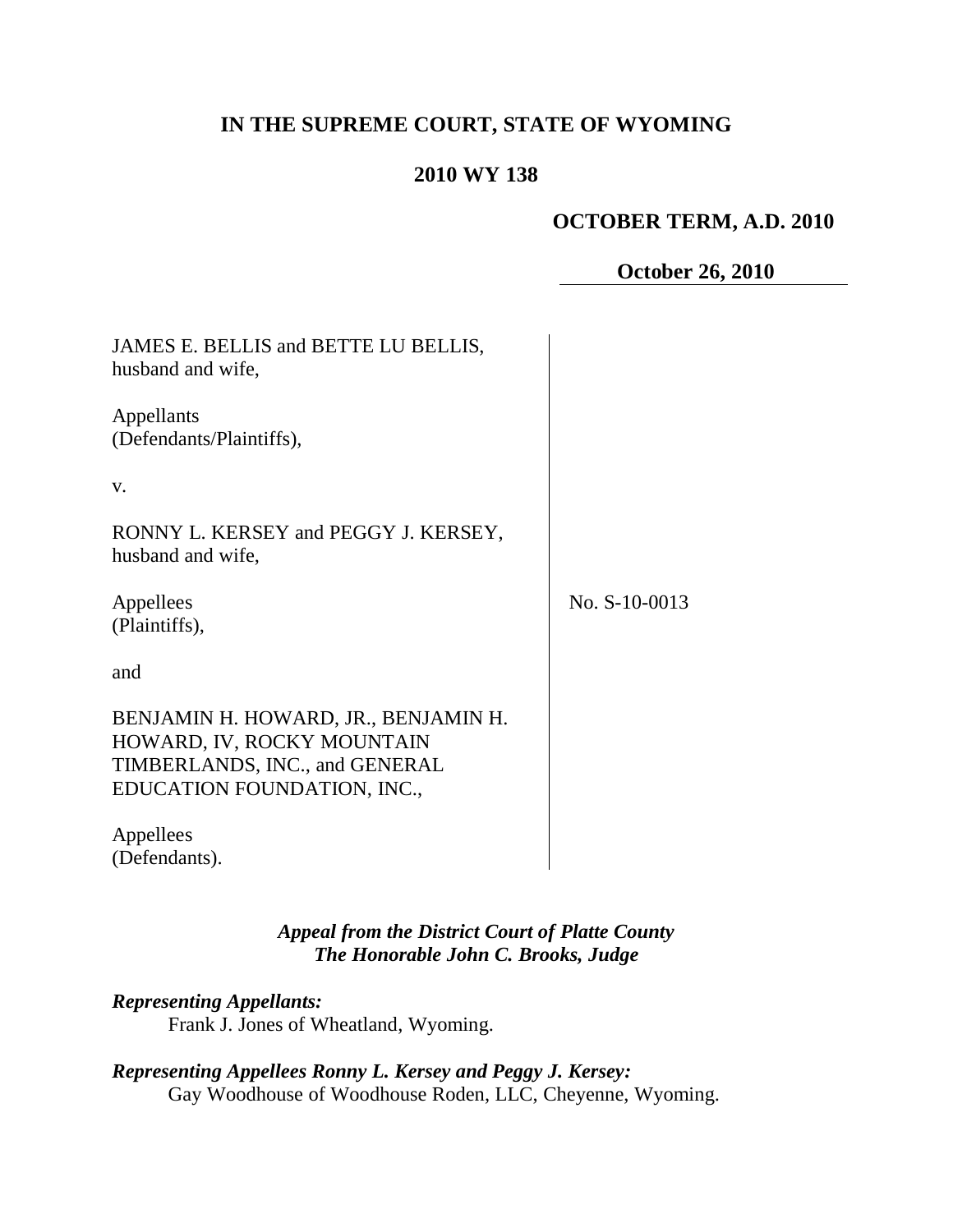**IN THE SUPREME COURT, STATE OF WYOMING**

**2010 WY 138**

**OCTOBER TERM, A.D. 2010**

**October 26, 2010**

JAMES E. BELLIS and BETTE LU BELLIS, husband and wife,

Appellants
(Defendants/Plaintiffs),

v.

RONNY L. KERSEY and PEGGY J. KERSEY, husband and wife,

Appellees
(Plaintiffs),

and

BENJAMIN H. HOWARD, JR., BENJAMIN H. HOWARD, IV, ROCKY MOUNTAIN TIMBERLANDS, INC., and GENERAL EDUCATION FOUNDATION, INC.,

Appellees
(Defendants).

No. S-10-0013

***Appeal from the District Court of Platte County***
***The Honorable John C. Brooks, Judge***

***Representing Appellants:***
Frank J. Jones of Wheatland, Wyoming.

***Representing Appellees Ronny L. Kersey and Peggy J. Kersey:***
Gay Woodhouse of Woodhouse Roden, LLC, Cheyenne, Wyoming.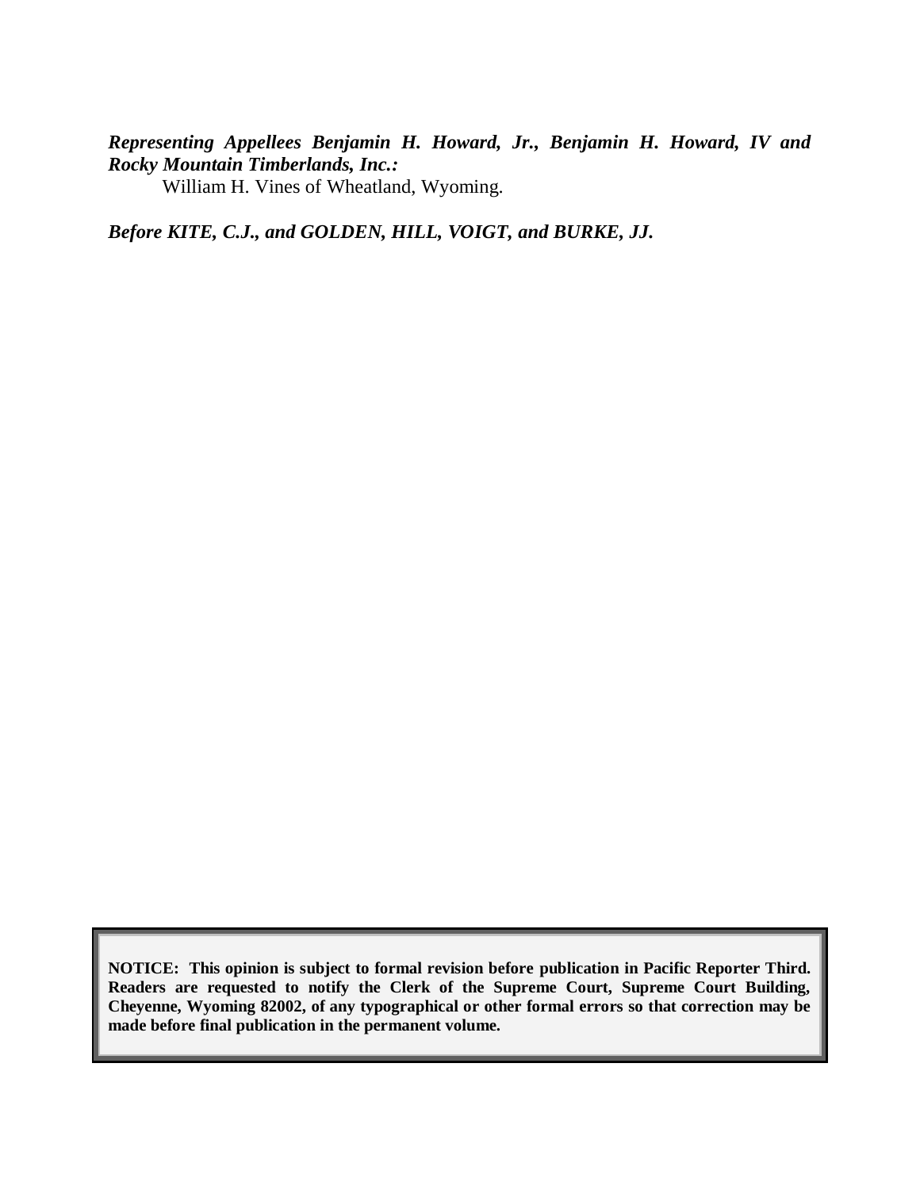***Representing Appellees Benjamin H. Howard, Jr., Benjamin H. Howard, IV and Rocky Mountain Timberlands, Inc.:***

William H. Vines of Wheatland, Wyoming.

***Before KITE, C.J., and GOLDEN, HILL, VOIGT, and BURKE, JJ.***

**NOTICE: This opinion is subject to formal revision before publication in Pacific Reporter Third. Readers are requested to notify the Clerk of the Supreme Court, Supreme Court Building, Cheyenne, Wyoming 82002, of any typographical or other formal errors so that correction may be made before final publication in the permanent volume.**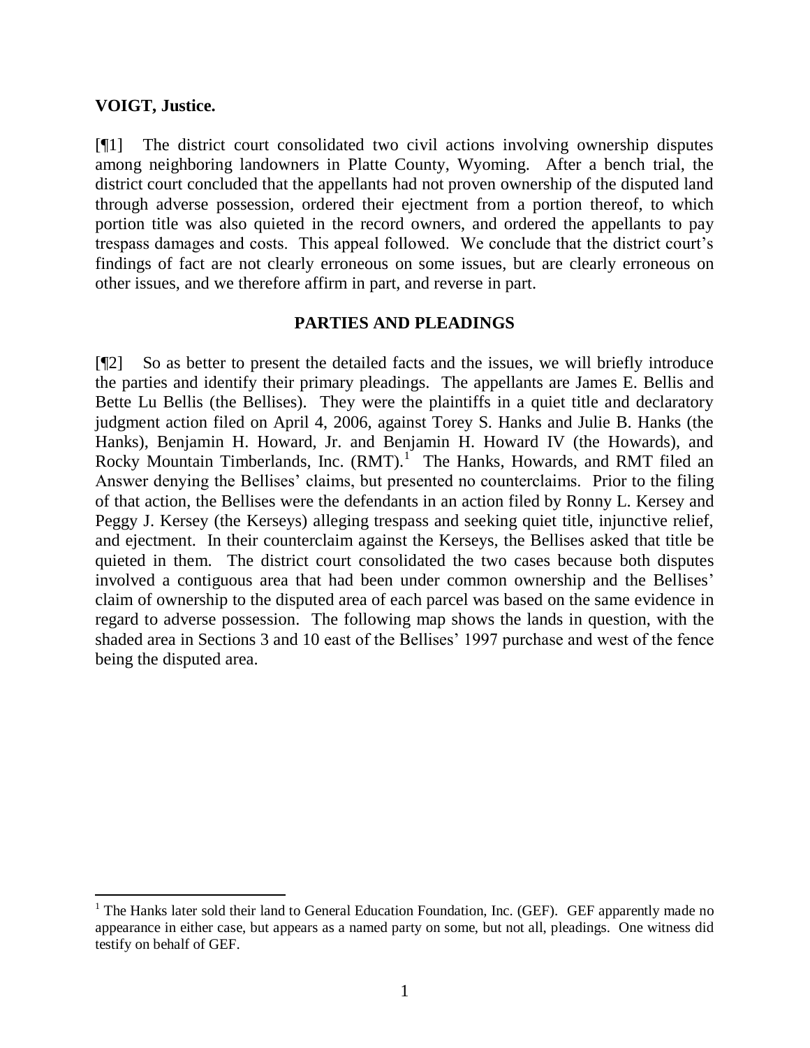**VOIGT, Justice.**

[¶1] The district court consolidated two civil actions involving ownership disputes among neighboring landowners in Platte County, Wyoming. After a bench trial, the district court concluded that the appellants had not proven ownership of the disputed land through adverse possession, ordered their ejectment from a portion thereof, to which portion title was also quieted in the record owners, and ordered the appellants to pay trespass damages and costs. This appeal followed. We conclude that the district court's findings of fact are not clearly erroneous on some issues, but are clearly erroneous on other issues, and we therefore affirm in part, and reverse in part.

## PARTIES AND PLEADINGS

[¶2] So as better to present the detailed facts and the issues, we will briefly introduce the parties and identify their primary pleadings. The appellants are James E. Bellis and Bette Lu Bellis (the Bellises). They were the plaintiffs in a quiet title and declaratory judgment action filed on April 4, 2006, against Torey S. Hanks and Julie B. Hanks (the Hanks), Benjamin H. Howard, Jr. and Benjamin H. Howard IV (the Howards), and Rocky Mountain Timberlands, Inc. (RMT).[1] The Hanks, Howards, and RMT filed an Answer denying the Bellises' claims, but presented no counterclaims. Prior to the filing of that action, the Bellises were the defendants in an action filed by Ronny L. Kersey and Peggy J. Kersey (the Kerseys) alleging trespass and seeking quiet title, injunctive relief, and ejectment. In their counterclaim against the Kerseys, the Bellises asked that title be quieted in them. The district court consolidated the two cases because both disputes involved a contiguous area that had been under common ownership and the Bellises' claim of ownership to the disputed area of each parcel was based on the same evidence in regard to adverse possession. The following map shows the lands in question, with the shaded area in Sections 3 and 10 east of the Bellises' 1997 purchase and west of the fence being the disputed area.

[1] The Hanks later sold their land to General Education Foundation, Inc. (GEF). GEF apparently made no appearance in either case, but appears as a named party on some, but not all, pleadings. One witness did testify on behalf of GEF.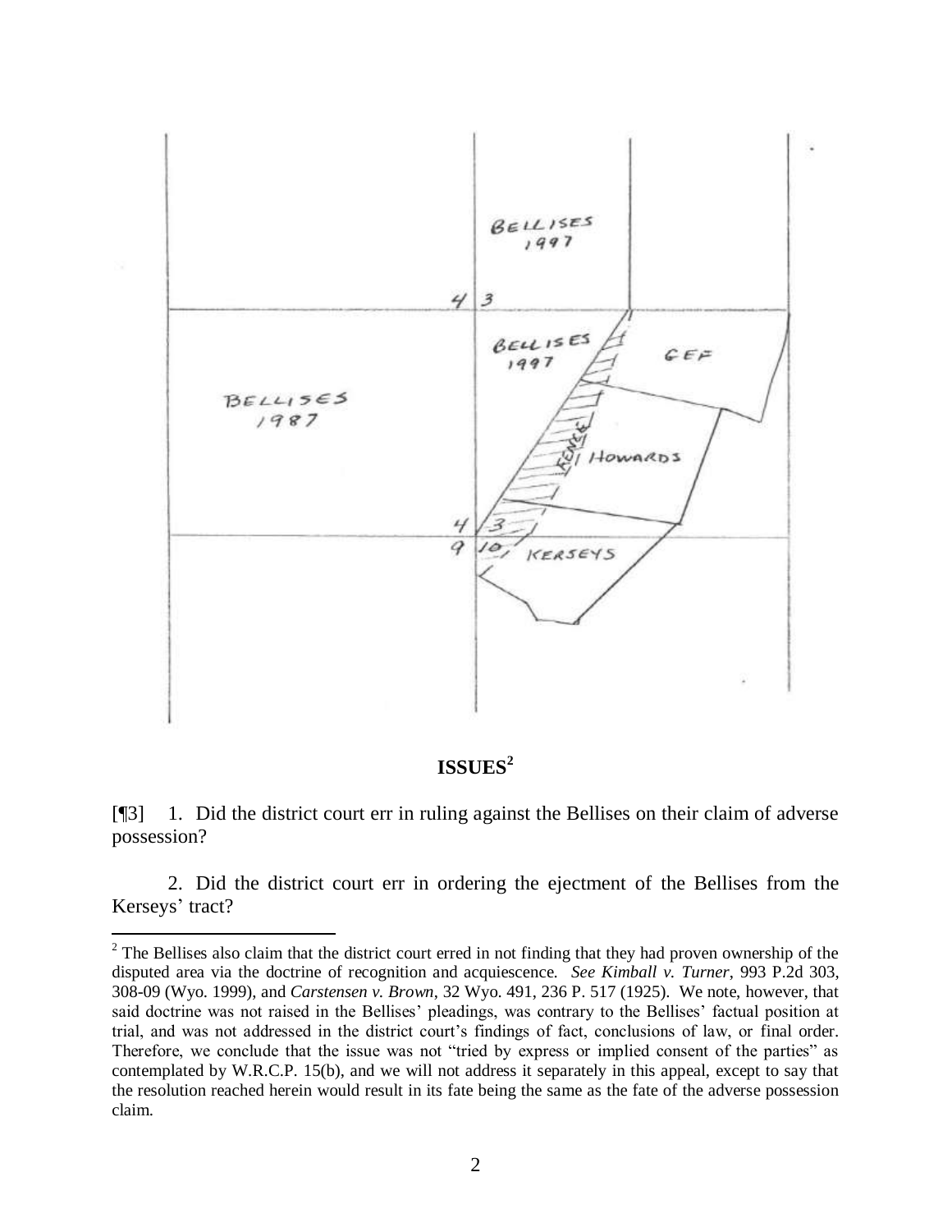## ISSUES[2]

[¶3] 1. Did the district court err in ruling against the Bellises on their claim of adverse possession?

2. Did the district court err in ordering the ejectment of the Bellises from the Kerseys' tract?

---

[2] The Bellises also claim that the district court erred in not finding that they had proven ownership of the disputed area via the doctrine of recognition and acquiescence. *See Kimball v. Turner*, 993 P.2d 303, 308-09 (Wyo. 1999), and *Carstensen v. Brown*, 32 Wyo. 491, 236 P. 517 (1925). We note, however, that said doctrine was not raised in the Bellises' pleadings, was contrary to the Bellises' factual position at trial, and was not addressed in the district court's findings of fact, conclusions of law, or final order. Therefore, we conclude that the issue was not "tried by express or implied consent of the parties" as contemplated by W.R.C.P. 15(b), and we will not address it separately in this appeal, except to say that the resolution reached herein would result in its fate being the same as the fate of the adverse possession claim.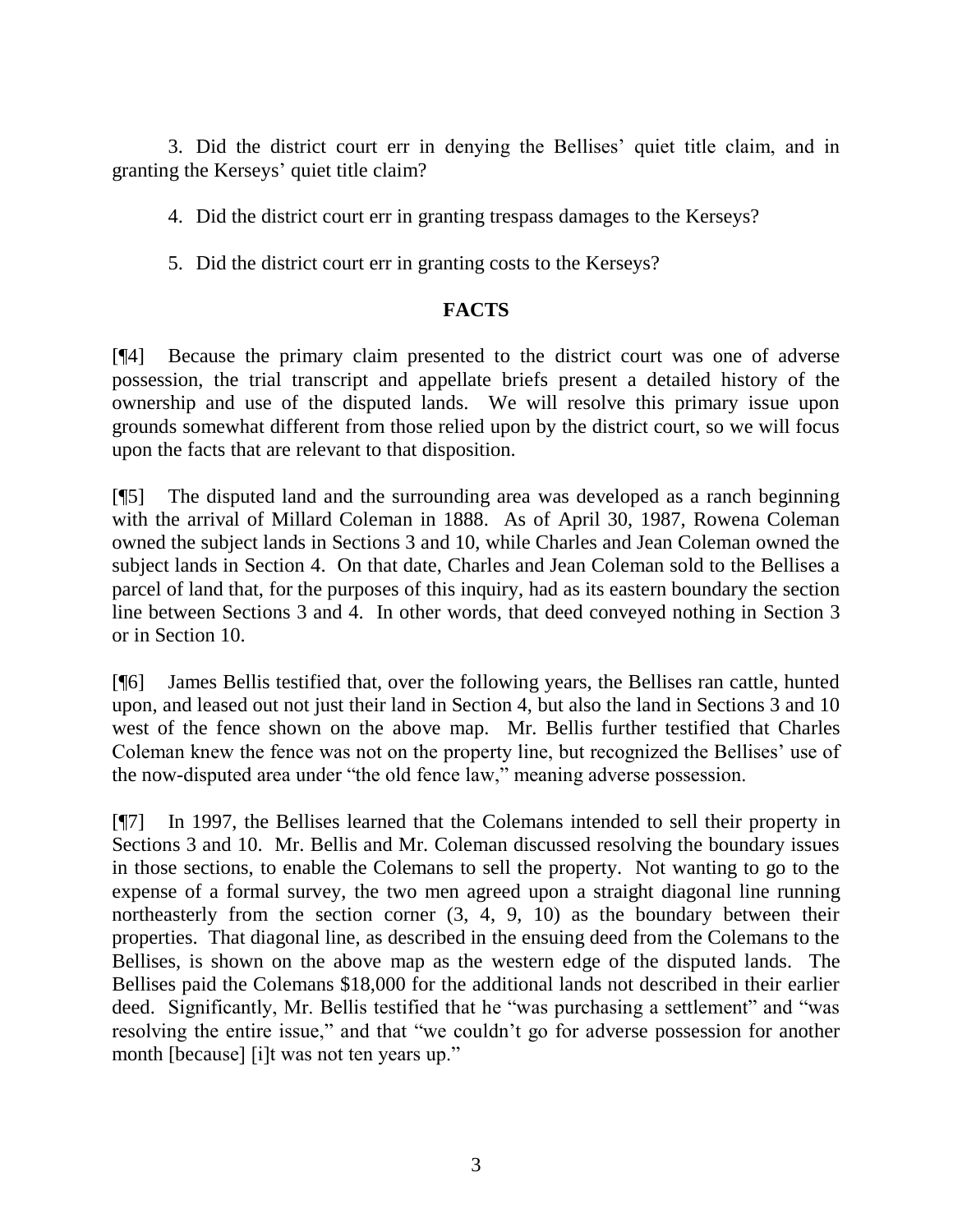3. Did the district court err in denying the Bellises' quiet title claim, and in granting the Kerseys' quiet title claim?

4. Did the district court err in granting trespass damages to the Kerseys?

5. Did the district court err in granting costs to the Kerseys?

## FACTS

[¶4] Because the primary claim presented to the district court was one of adverse possession, the trial transcript and appellate briefs present a detailed history of the ownership and use of the disputed lands. We will resolve this primary issue upon grounds somewhat different from those relied upon by the district court, so we will focus upon the facts that are relevant to that disposition.

[¶5] The disputed land and the surrounding area was developed as a ranch beginning with the arrival of Millard Coleman in 1888. As of April 30, 1987, Rowena Coleman owned the subject lands in Sections 3 and 10, while Charles and Jean Coleman owned the subject lands in Section 4. On that date, Charles and Jean Coleman sold to the Bellises a parcel of land that, for the purposes of this inquiry, had as its eastern boundary the section line between Sections 3 and 4. In other words, that deed conveyed nothing in Section 3 or in Section 10.

[¶6] James Bellis testified that, over the following years, the Bellises ran cattle, hunted upon, and leased out not just their land in Section 4, but also the land in Sections 3 and 10 west of the fence shown on the above map. Mr. Bellis further testified that Charles Coleman knew the fence was not on the property line, but recognized the Bellises' use of the now-disputed area under "the old fence law," meaning adverse possession.

[¶7] In 1997, the Bellises learned that the Colemans intended to sell their property in Sections 3 and 10. Mr. Bellis and Mr. Coleman discussed resolving the boundary issues in those sections, to enable the Colemans to sell the property. Not wanting to go to the expense of a formal survey, the two men agreed upon a straight diagonal line running northeasterly from the section corner (3, 4, 9, 10) as the boundary between their properties. That diagonal line, as described in the ensuing deed from the Colemans to the Bellises, is shown on the above map as the western edge of the disputed lands. The Bellises paid the Colemans $18,000 for the additional lands not described in their earlier deed. Significantly, Mr. Bellis testified that he "was purchasing a settlement" and "was resolving the entire issue," and that "we couldn't go for adverse possession for another month [because] [i]t was not ten years up."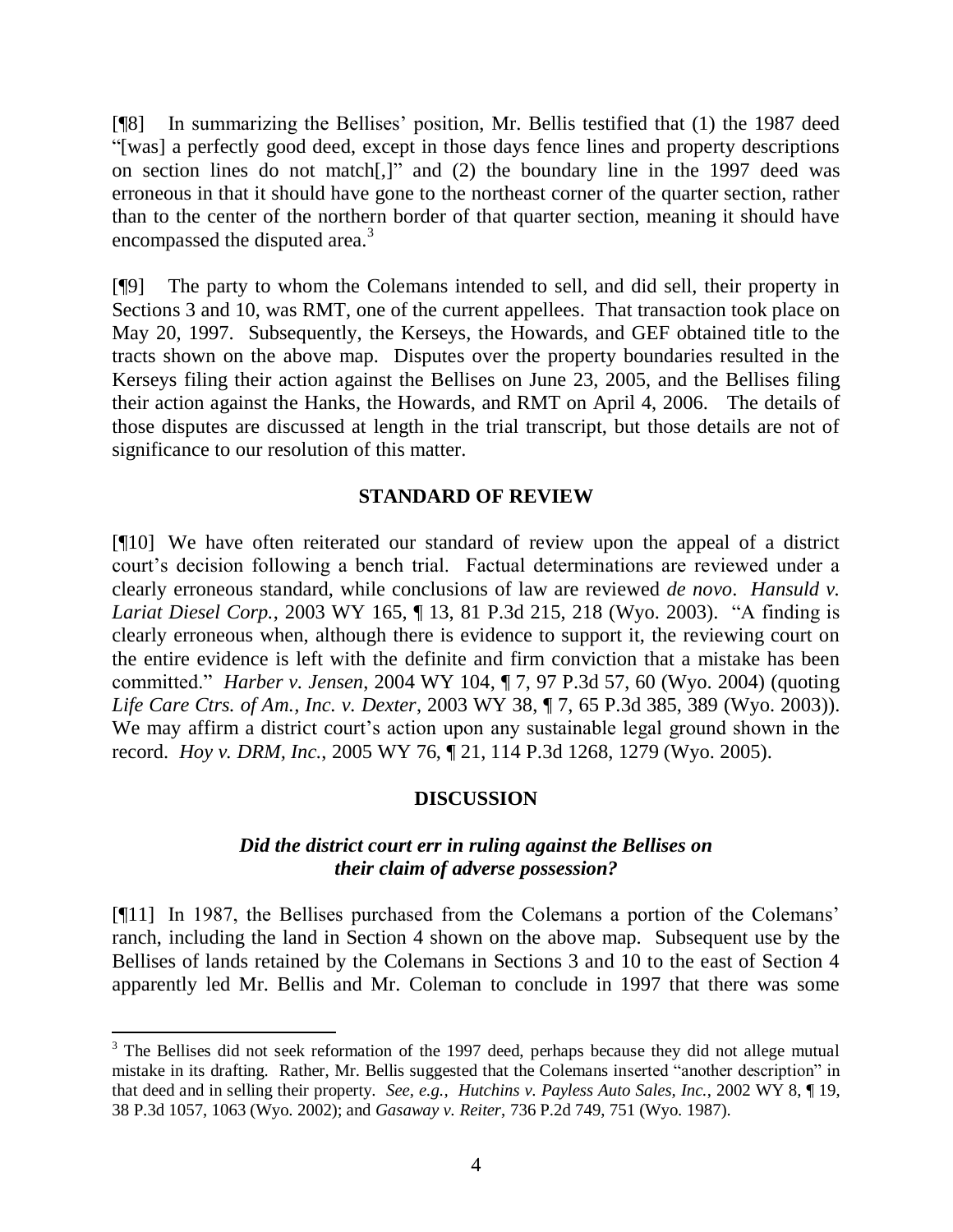[¶8] In summarizing the Bellises' position, Mr. Bellis testified that (1) the 1987 deed "[was] a perfectly good deed, except in those days fence lines and property descriptions on section lines do not match[,]" and (2) the boundary line in the 1997 deed was erroneous in that it should have gone to the northeast corner of the quarter section, rather than to the center of the northern border of that quarter section, meaning it should have encompassed the disputed area.[3]

[¶9] The party to whom the Colemans intended to sell, and did sell, their property in Sections 3 and 10, was RMT, one of the current appellees. That transaction took place on May 20, 1997. Subsequently, the Kerseys, the Howards, and GEF obtained title to the tracts shown on the above map. Disputes over the property boundaries resulted in the Kerseys filing their action against the Bellises on June 23, 2005, and the Bellises filing their action against the Hanks, the Howards, and RMT on April 4, 2006. The details of those disputes are discussed at length in the trial transcript, but those details are not of significance to our resolution of this matter.

## STANDARD OF REVIEW

[¶10] We have often reiterated our standard of review upon the appeal of a district court's decision following a bench trial. Factual determinations are reviewed under a clearly erroneous standard, while conclusions of law are reviewed *de novo*. *Hansuld v. Lariat Diesel Corp.*, 2003 WY 165, ¶ 13, 81 P.3d 215, 218 (Wyo. 2003). "A finding is clearly erroneous when, although there is evidence to support it, the reviewing court on the entire evidence is left with the definite and firm conviction that a mistake has been committed." *Harber v. Jensen*, 2004 WY 104, ¶ 7, 97 P.3d 57, 60 (Wyo. 2004) (quoting *Life Care Ctrs. of Am., Inc. v. Dexter*, 2003 WY 38, ¶ 7, 65 P.3d 385, 389 (Wyo. 2003)). We may affirm a district court's action upon any sustainable legal ground shown in the record. *Hoy v. DRM, Inc.*, 2005 WY 76, ¶ 21, 114 P.3d 1268, 1279 (Wyo. 2005).

## DISCUSSION

### *Did the district court err in ruling against the Bellises on their claim of adverse possession?*

[¶11] In 1987, the Bellises purchased from the Colemans a portion of the Colemans' ranch, including the land in Section 4 shown on the above map. Subsequent use by the Bellises of lands retained by the Colemans in Sections 3 and 10 to the east of Section 4 apparently led Mr. Bellis and Mr. Coleman to conclude in 1997 that there was some

---

[3] The Bellises did not seek reformation of the 1997 deed, perhaps because they did not allege mutual mistake in its drafting. Rather, Mr. Bellis suggested that the Colemans inserted "another description" in that deed and in selling their property. *See, e.g., Hutchins v. Payless Auto Sales, Inc.*, 2002 WY 8, ¶ 19, 38 P.3d 1057, 1063 (Wyo. 2002); and *Gasaway v. Reiter*, 736 P.2d 749, 751 (Wyo. 1987).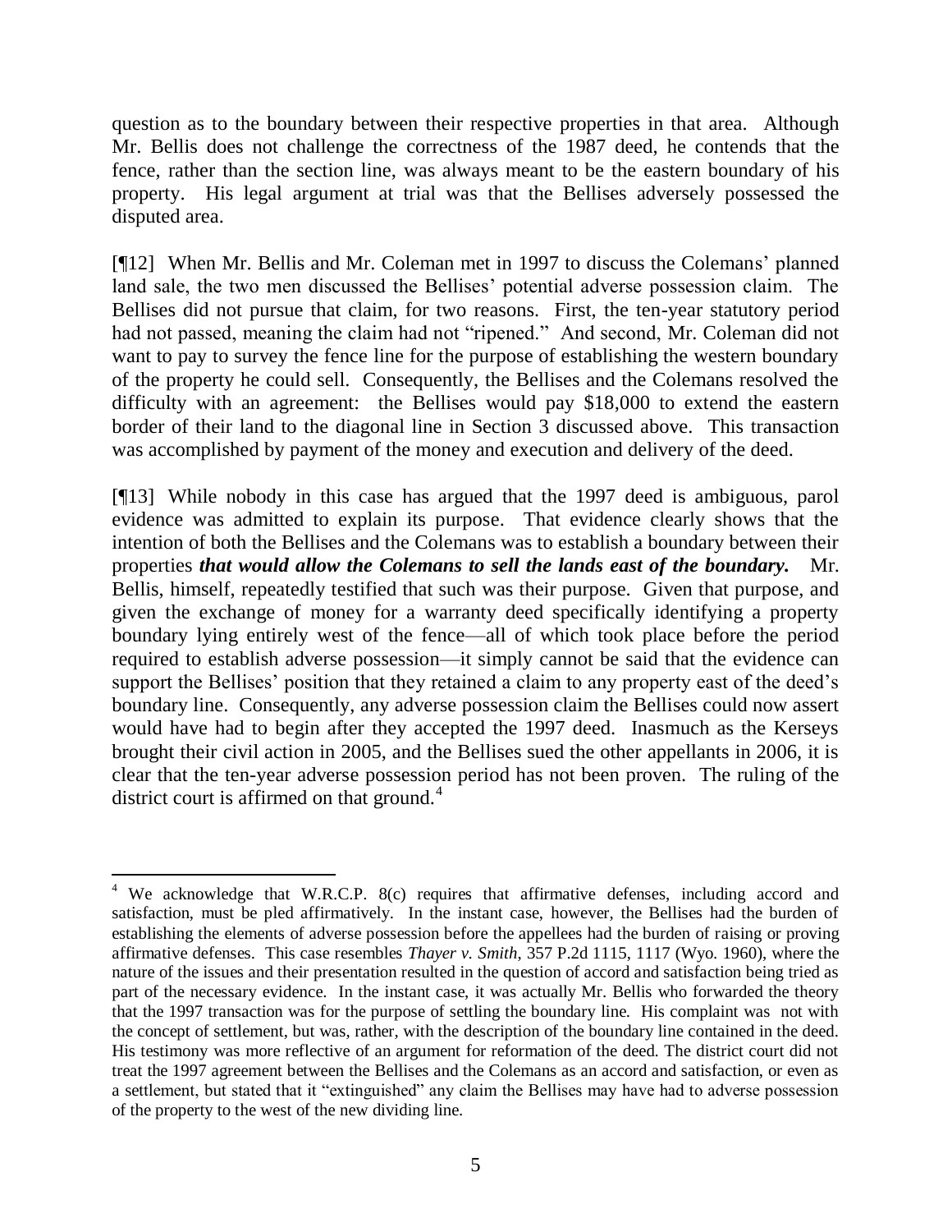question as to the boundary between their respective properties in that area. Although Mr. Bellis does not challenge the correctness of the 1987 deed, he contends that the fence, rather than the section line, was always meant to be the eastern boundary of his property. His legal argument at trial was that the Bellises adversely possessed the disputed area.

[¶12] When Mr. Bellis and Mr. Coleman met in 1997 to discuss the Colemans' planned land sale, the two men discussed the Bellises' potential adverse possession claim. The Bellises did not pursue that claim, for two reasons. First, the ten-year statutory period had not passed, meaning the claim had not "ripened." And second, Mr. Coleman did not want to pay to survey the fence line for the purpose of establishing the western boundary of the property he could sell. Consequently, the Bellises and the Colemans resolved the difficulty with an agreement: the Bellises would pay $18,000 to extend the eastern border of their land to the diagonal line in Section 3 discussed above. This transaction was accomplished by payment of the money and execution and delivery of the deed.

[¶13] While nobody in this case has argued that the 1997 deed is ambiguous, parol evidence was admitted to explain its purpose. That evidence clearly shows that the intention of both the Bellises and the Colemans was to establish a boundary between their properties ***that would allow the Colemans to sell the lands east of the boundary.*** Mr. Bellis, himself, repeatedly testified that such was their purpose. Given that purpose, and given the exchange of money for a warranty deed specifically identifying a property boundary lying entirely west of the fence—all of which took place before the period required to establish adverse possession—it simply cannot be said that the evidence can support the Bellises' position that they retained a claim to any property east of the deed's boundary line. Consequently, any adverse possession claim the Bellises could now assert would have had to begin after they accepted the 1997 deed. Inasmuch as the Kerseys brought their civil action in 2005, and the Bellises sued the other appellants in 2006, it is clear that the ten-year adverse possession period has not been proven. The ruling of the district court is affirmed on that ground.[4]

---

[4] We acknowledge that W.R.C.P. 8(c) requires that affirmative defenses, including accord and satisfaction, must be pled affirmatively. In the instant case, however, the Bellises had the burden of establishing the elements of adverse possession before the appellees had the burden of raising or proving affirmative defenses. This case resembles *Thayer v. Smith*, 357 P.2d 1115, 1117 (Wyo. 1960), where the nature of the issues and their presentation resulted in the question of accord and satisfaction being tried as part of the necessary evidence. In the instant case, it was actually Mr. Bellis who forwarded the theory that the 1997 transaction was for the purpose of settling the boundary line. His complaint was not with the concept of settlement, but was, rather, with the description of the boundary line contained in the deed. His testimony was more reflective of an argument for reformation of the deed. The district court did not treat the 1997 agreement between the Bellises and the Colemans as an accord and satisfaction, or even as a settlement, but stated that it "extinguished" any claim the Bellises may have had to adverse possession of the property to the west of the new dividing line.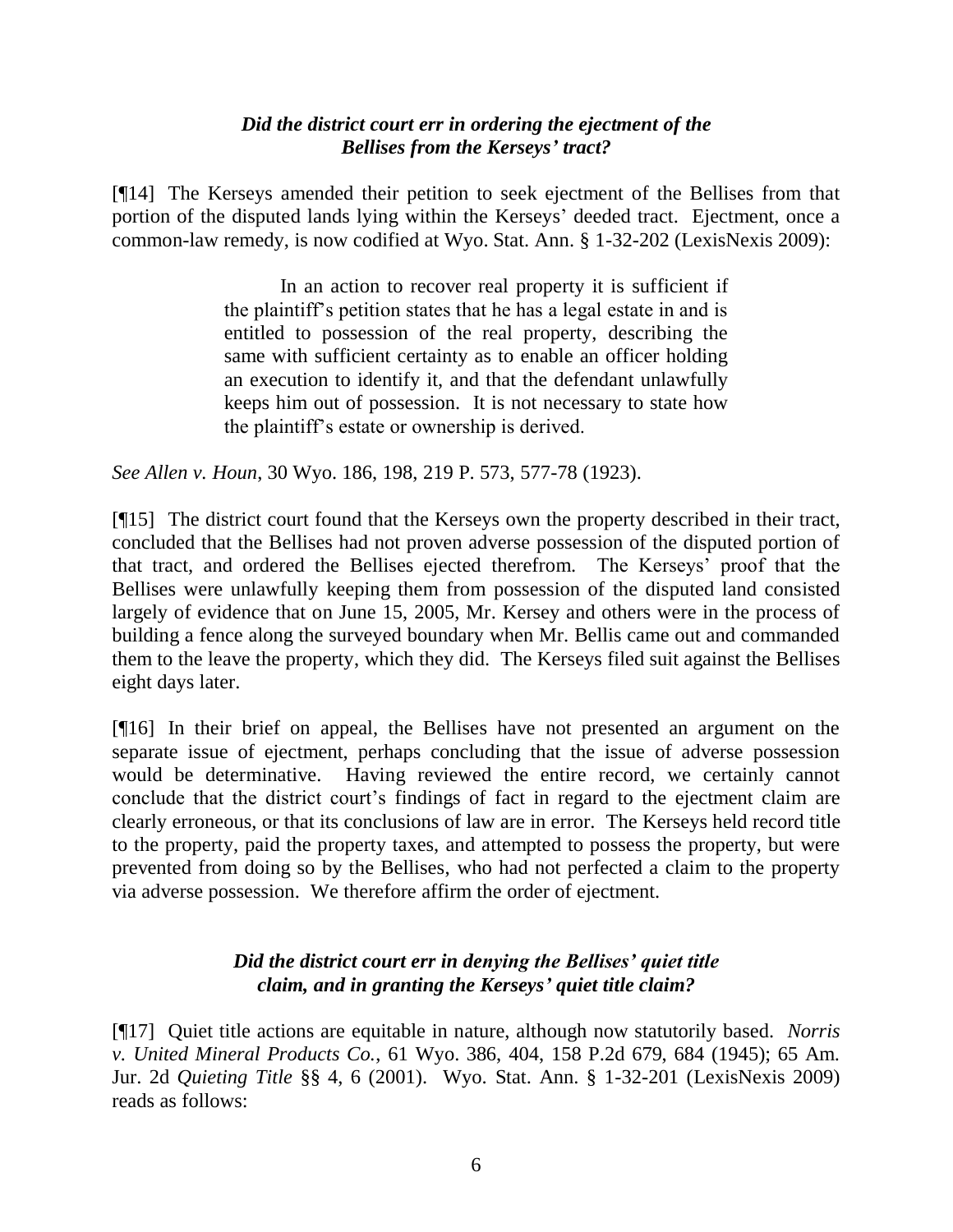### *Did the district court err in ordering the ejectment of the Bellises from the Kerseys' tract?*

[¶14] The Kerseys amended their petition to seek ejectment of the Bellises from that portion of the disputed lands lying within the Kerseys' deeded tract. Ejectment, once a common-law remedy, is now codified at Wyo. Stat. Ann. § 1-32-202 (LexisNexis 2009):

> In an action to recover real property it is sufficient if the plaintiff's petition states that he has a legal estate in and is entitled to possession of the real property, describing the same with sufficient certainty as to enable an officer holding an execution to identify it, and that the defendant unlawfully keeps him out of possession. It is not necessary to state how the plaintiff's estate or ownership is derived.

*See Allen v. Houn*, 30 Wyo. 186, 198, 219 P. 573, 577-78 (1923).

[¶15] The district court found that the Kerseys own the property described in their tract, concluded that the Bellises had not proven adverse possession of the disputed portion of that tract, and ordered the Bellises ejected therefrom. The Kerseys' proof that the Bellises were unlawfully keeping them from possession of the disputed land consisted largely of evidence that on June 15, 2005, Mr. Kersey and others were in the process of building a fence along the surveyed boundary when Mr. Bellis came out and commanded them to the leave the property, which they did. The Kerseys filed suit against the Bellises eight days later.

[¶16] In their brief on appeal, the Bellises have not presented an argument on the separate issue of ejectment, perhaps concluding that the issue of adverse possession would be determinative. Having reviewed the entire record, we certainly cannot conclude that the district court's findings of fact in regard to the ejectment claim are clearly erroneous, or that its conclusions of law are in error. The Kerseys held record title to the property, paid the property taxes, and attempted to possess the property, but were prevented from doing so by the Bellises, who had not perfected a claim to the property via adverse possession. We therefore affirm the order of ejectment.

### *Did the district court err in denying the Bellises' quiet title claim, and in granting the Kerseys' quiet title claim?*

[¶17] Quiet title actions are equitable in nature, although now statutorily based. *Norris v. United Mineral Products Co.*, 61 Wyo. 386, 404, 158 P.2d 679, 684 (1945); 65 Am. Jur. 2d *Quieting Title* §§ 4, 6 (2001). Wyo. Stat. Ann. § 1-32-201 (LexisNexis 2009) reads as follows: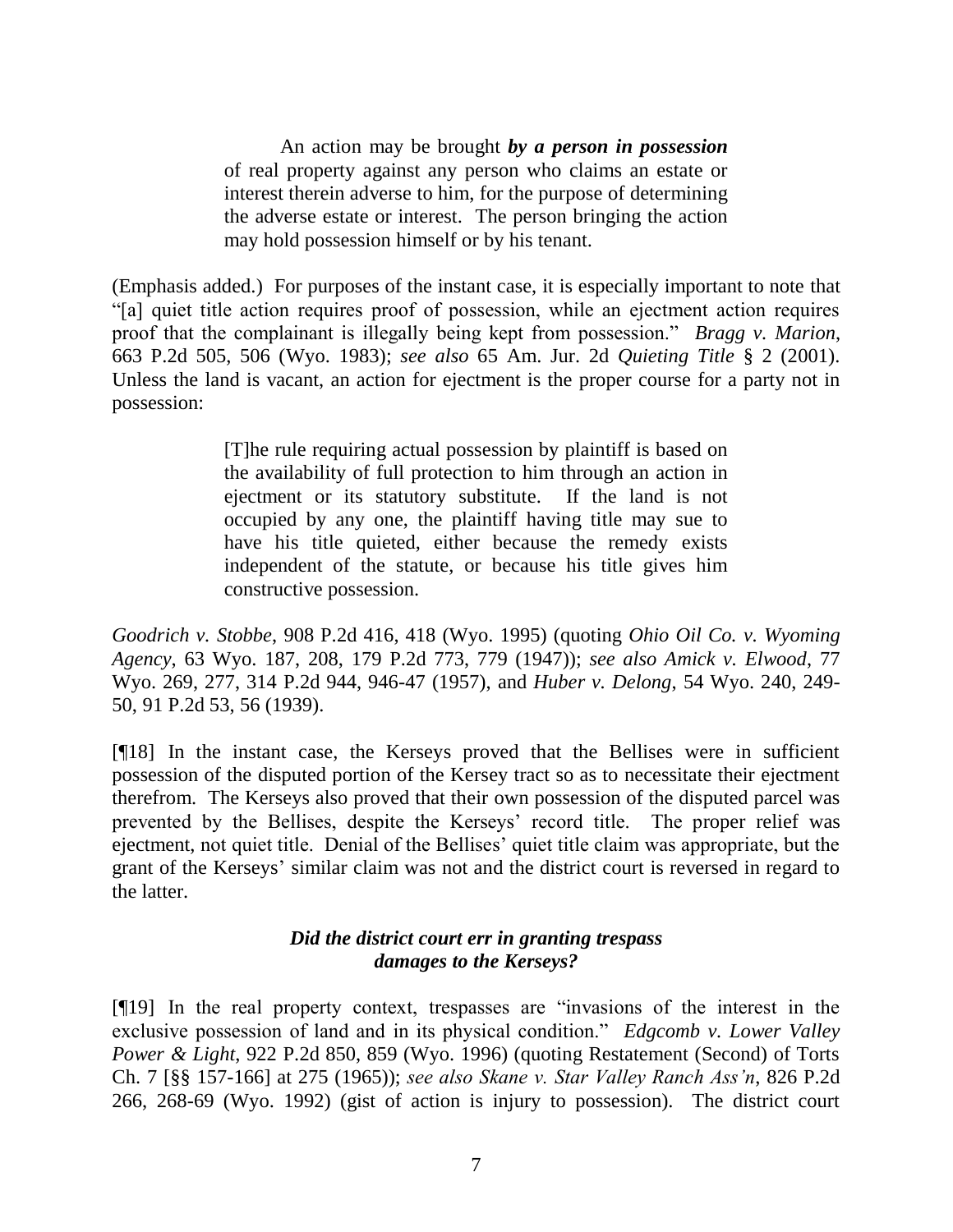> An action may be brought ***by a person in possession*** of real property against any person who claims an estate or interest therein adverse to him, for the purpose of determining the adverse estate or interest. The person bringing the action may hold possession himself or by his tenant.

(Emphasis added.) For purposes of the instant case, it is especially important to note that "[a] quiet title action requires proof of possession, while an ejectment action requires proof that the complainant is illegally being kept from possession." *Bragg v. Marion*, 663 P.2d 505, 506 (Wyo. 1983); *see also* 65 Am. Jur. 2d *Quieting Title* § 2 (2001). Unless the land is vacant, an action for ejectment is the proper course for a party not in possession:

> [T]he rule requiring actual possession by plaintiff is based on the availability of full protection to him through an action in ejectment or its statutory substitute. If the land is not occupied by any one, the plaintiff having title may sue to have his title quieted, either because the remedy exists independent of the statute, or because his title gives him constructive possession.

*Goodrich v. Stobbe*, 908 P.2d 416, 418 (Wyo. 1995) (quoting *Ohio Oil Co. v. Wyoming Agency*, 63 Wyo. 187, 208, 179 P.2d 773, 779 (1947)); *see also Amick v. Elwood*, 77 Wyo. 269, 277, 314 P.2d 944, 946-47 (1957), and *Huber v. Delong*, 54 Wyo. 240, 249-50, 91 P.2d 53, 56 (1939).

[¶18] In the instant case, the Kerseys proved that the Bellises were in sufficient possession of the disputed portion of the Kersey tract so as to necessitate their ejectment therefrom. The Kerseys also proved that their own possession of the disputed parcel was prevented by the Bellises, despite the Kerseys' record title. The proper relief was ejectment, not quiet title. Denial of the Bellises' quiet title claim was appropriate, but the grant of the Kerseys' similar claim was not and the district court is reversed in regard to the latter.

### *Did the district court err in granting trespass damages to the Kerseys?*

[¶19] In the real property context, trespasses are "invasions of the interest in the exclusive possession of land and in its physical condition." *Edgcomb v. Lower Valley Power & Light*, 922 P.2d 850, 859 (Wyo. 1996) (quoting Restatement (Second) of Torts Ch. 7 [§§ 157-166] at 275 (1965)); *see also Skane v. Star Valley Ranch Ass'n*, 826 P.2d 266, 268-69 (Wyo. 1992) (gist of action is injury to possession). The district court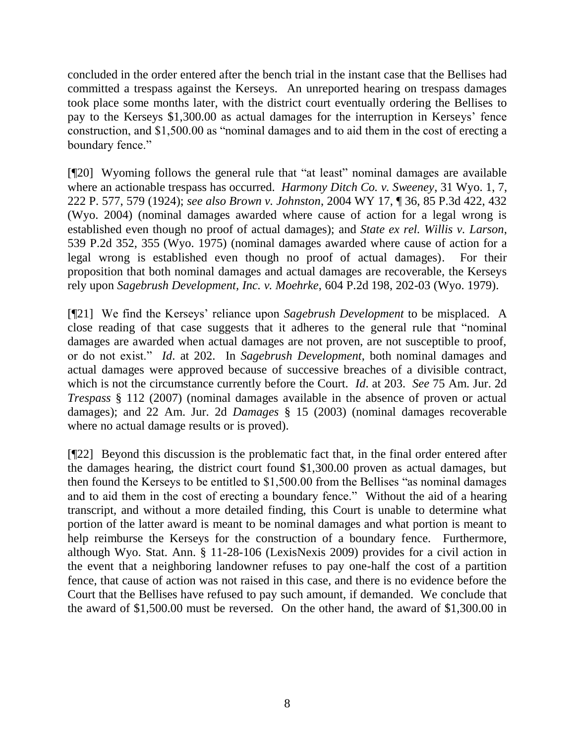concluded in the order entered after the bench trial in the instant case that the Bellises had committed a trespass against the Kerseys. An unreported hearing on trespass damages took place some months later, with the district court eventually ordering the Bellises to pay to the Kerseys $1,300.00 as actual damages for the interruption in Kerseys' fence construction, and $1,500.00 as "nominal damages and to aid them in the cost of erecting a boundary fence."

[¶20] Wyoming follows the general rule that "at least" nominal damages are available where an actionable trespass has occurred. *Harmony Ditch Co. v. Sweeney*, 31 Wyo. 1, 7, 222 P. 577, 579 (1924); *see also Brown v. Johnston*, 2004 WY 17, ¶ 36, 85 P.3d 422, 432 (Wyo. 2004) (nominal damages awarded where cause of action for a legal wrong is established even though no proof of actual damages); and *State ex rel. Willis v. Larson*, 539 P.2d 352, 355 (Wyo. 1975) (nominal damages awarded where cause of action for a legal wrong is established even though no proof of actual damages). For their proposition that both nominal damages and actual damages are recoverable, the Kerseys rely upon *Sagebrush Development, Inc. v. Moehrke*, 604 P.2d 198, 202-03 (Wyo. 1979).

[¶21] We find the Kerseys' reliance upon *Sagebrush Development* to be misplaced. A close reading of that case suggests that it adheres to the general rule that "nominal damages are awarded when actual damages are not proven, are not susceptible to proof, or do not exist." *Id*. at 202. In *Sagebrush Development*, both nominal damages and actual damages were approved because of successive breaches of a divisible contract, which is not the circumstance currently before the Court. *Id*. at 203. *See* 75 Am. Jur. 2d *Trespass* § 112 (2007) (nominal damages available in the absence of proven or actual damages); and 22 Am. Jur. 2d *Damages* § 15 (2003) (nominal damages recoverable where no actual damage results or is proved).

[¶22] Beyond this discussion is the problematic fact that, in the final order entered after the damages hearing, the district court found $1,300.00 proven as actual damages, but then found the Kerseys to be entitled to $1,500.00 from the Bellises "as nominal damages and to aid them in the cost of erecting a boundary fence." Without the aid of a hearing transcript, and without a more detailed finding, this Court is unable to determine what portion of the latter award is meant to be nominal damages and what portion is meant to help reimburse the Kerseys for the construction of a boundary fence. Furthermore, although Wyo. Stat. Ann. § 11-28-106 (LexisNexis 2009) provides for a civil action in the event that a neighboring landowner refuses to pay one-half the cost of a partition fence, that cause of action was not raised in this case, and there is no evidence before the Court that the Bellises have refused to pay such amount, if demanded. We conclude that the award of $1,500.00 must be reversed. On the other hand, the award of $1,300.00 in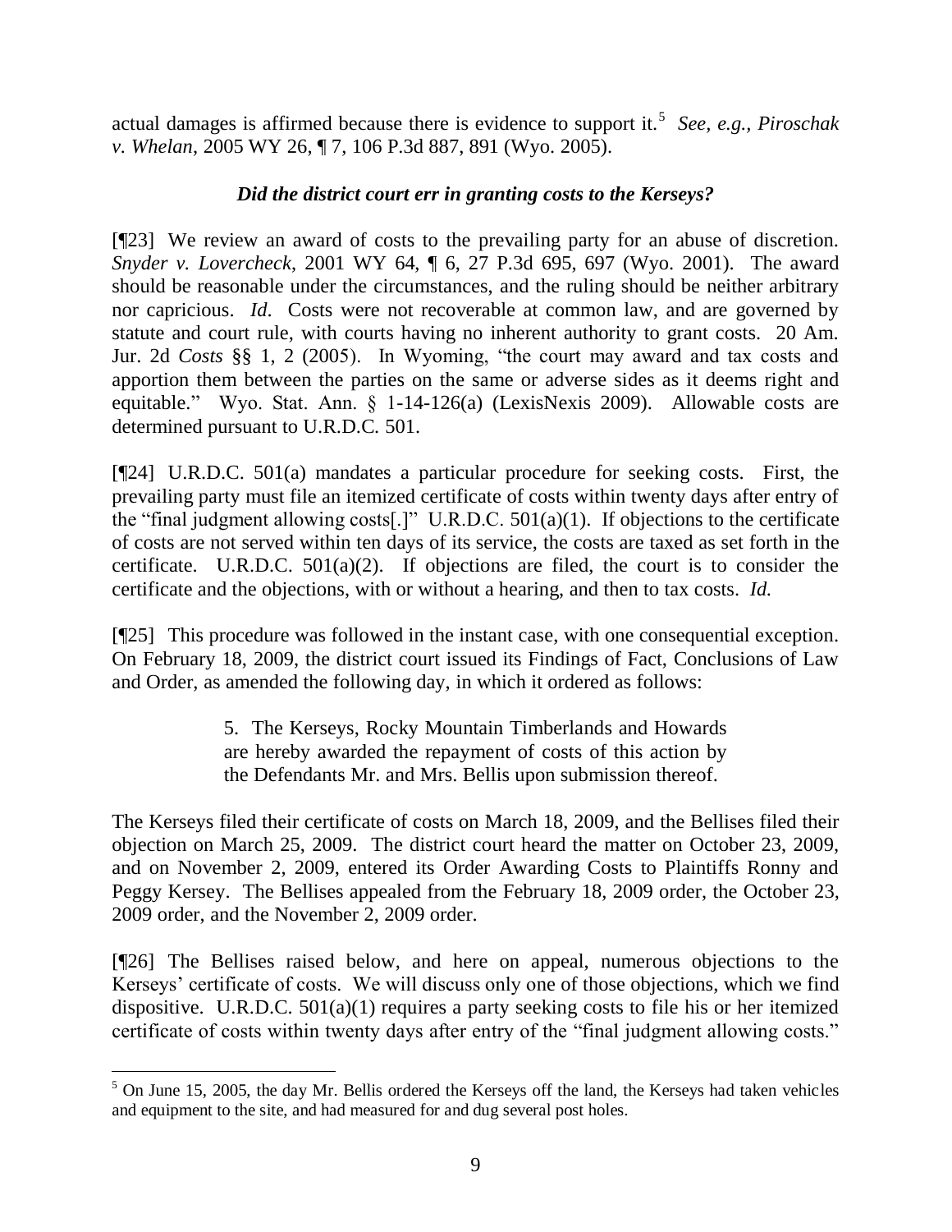actual damages is affirmed because there is evidence to support it.[5] *See, e.g., Piroschak v. Whelan*, 2005 WY 26, ¶ 7, 106 P.3d 887, 891 (Wyo. 2005).

### *Did the district court err in granting costs to the Kerseys?*

[¶23] We review an award of costs to the prevailing party for an abuse of discretion. *Snyder v. Lovercheck*, 2001 WY 64, ¶ 6, 27 P.3d 695, 697 (Wyo. 2001). The award should be reasonable under the circumstances, and the ruling should be neither arbitrary nor capricious. *Id*. Costs were not recoverable at common law, and are governed by statute and court rule, with courts having no inherent authority to grant costs. 20 Am. Jur. 2d *Costs* §§ 1, 2 (2005). In Wyoming, "the court may award and tax costs and apportion them between the parties on the same or adverse sides as it deems right and equitable." Wyo. Stat. Ann. § 1-14-126(a) (LexisNexis 2009). Allowable costs are determined pursuant to U.R.D.C. 501.

[¶24] U.R.D.C. 501(a) mandates a particular procedure for seeking costs. First, the prevailing party must file an itemized certificate of costs within twenty days after entry of the "final judgment allowing costs[.]" U.R.D.C. 501(a)(1). If objections to the certificate of costs are not served within ten days of its service, the costs are taxed as set forth in the certificate. U.R.D.C. 501(a)(2). If objections are filed, the court is to consider the certificate and the objections, with or without a hearing, and then to tax costs. *Id.*

[¶25] This procedure was followed in the instant case, with one consequential exception. On February 18, 2009, the district court issued its Findings of Fact, Conclusions of Law and Order, as amended the following day, in which it ordered as follows:

> 5. The Kerseys, Rocky Mountain Timberlands and Howards are hereby awarded the repayment of costs of this action by the Defendants Mr. and Mrs. Bellis upon submission thereof.

The Kerseys filed their certificate of costs on March 18, 2009, and the Bellises filed their objection on March 25, 2009. The district court heard the matter on October 23, 2009, and on November 2, 2009, entered its Order Awarding Costs to Plaintiffs Ronny and Peggy Kersey. The Bellises appealed from the February 18, 2009 order, the October 23, 2009 order, and the November 2, 2009 order.

[¶26] The Bellises raised below, and here on appeal, numerous objections to the Kerseys' certificate of costs. We will discuss only one of those objections, which we find dispositive. U.R.D.C. 501(a)(1) requires a party seeking costs to file his or her itemized certificate of costs within twenty days after entry of the "final judgment allowing costs."

---

[5] On June 15, 2005, the day Mr. Bellis ordered the Kerseys off the land, the Kerseys had taken vehicles and equipment to the site, and had measured for and dug several post holes.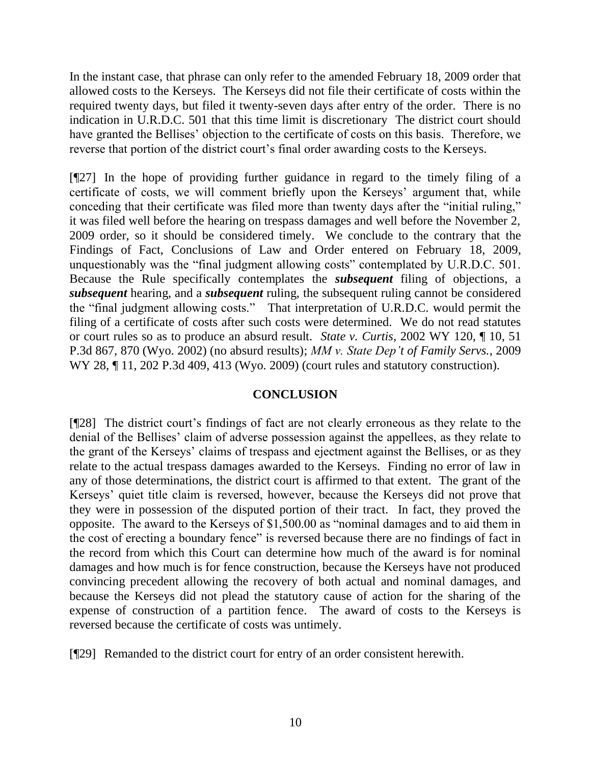In the instant case, that phrase can only refer to the amended February 18, 2009 order that allowed costs to the Kerseys. The Kerseys did not file their certificate of costs within the required twenty days, but filed it twenty-seven days after entry of the order. There is no indication in U.R.D.C. 501 that this time limit is discretionary The district court should have granted the Bellises' objection to the certificate of costs on this basis. Therefore, we reverse that portion of the district court's final order awarding costs to the Kerseys.

[¶27] In the hope of providing further guidance in regard to the timely filing of a certificate of costs, we will comment briefly upon the Kerseys' argument that, while conceding that their certificate was filed more than twenty days after the "initial ruling," it was filed well before the hearing on trespass damages and well before the November 2, 2009 order, so it should be considered timely. We conclude to the contrary that the Findings of Fact, Conclusions of Law and Order entered on February 18, 2009, unquestionably was the "final judgment allowing costs" contemplated by U.R.D.C. 501. Because the Rule specifically contemplates the ***subsequent*** filing of objections, a ***subsequent*** hearing, and a ***subsequent*** ruling, the subsequent ruling cannot be considered the "final judgment allowing costs." That interpretation of U.R.D.C. would permit the filing of a certificate of costs after such costs were determined. We do not read statutes or court rules so as to produce an absurd result. *State v. Curtis*, 2002 WY 120, ¶ 10, 51 P.3d 867, 870 (Wyo. 2002) (no absurd results); *MM v. State Dep't of Family Servs.*, 2009 WY 28, ¶ 11, 202 P.3d 409, 413 (Wyo. 2009) (court rules and statutory construction).

## CONCLUSION

[¶28] The district court's findings of fact are not clearly erroneous as they relate to the denial of the Bellises' claim of adverse possession against the appellees, as they relate to the grant of the Kerseys' claims of trespass and ejectment against the Bellises, or as they relate to the actual trespass damages awarded to the Kerseys. Finding no error of law in any of those determinations, the district court is affirmed to that extent. The grant of the Kerseys' quiet title claim is reversed, however, because the Kerseys did not prove that they were in possession of the disputed portion of their tract. In fact, they proved the opposite. The award to the Kerseys of $1,500.00 as "nominal damages and to aid them in the cost of erecting a boundary fence" is reversed because there are no findings of fact in the record from which this Court can determine how much of the award is for nominal damages and how much is for fence construction, because the Kerseys have not produced convincing precedent allowing the recovery of both actual and nominal damages, and because the Kerseys did not plead the statutory cause of action for the sharing of the expense of construction of a partition fence. The award of costs to the Kerseys is reversed because the certificate of costs was untimely.

[¶29] Remanded to the district court for entry of an order consistent herewith.